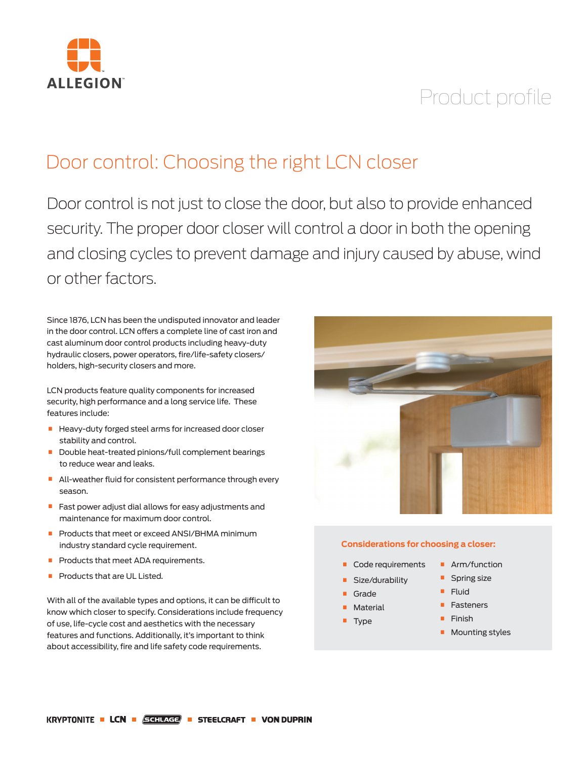ALLEGION

Product profile

# Door control: Choosing the right LCN closer

Door control is not just to close the door, but also to provide enhanced security. The proper door closer will control a door in both the opening and closing cycles to prevent damage and injury caused by abuse, wind or other factors.

Since 1876, LCN has been the undisputed innovator and leader in the door control. LCN offers a complete line of cast iron and cast aluminum door control products including heavy-duty hydraulic closers, power operators, fire/life-safety closers/holders, high-security closers and more.

LCN products feature quality components for increased security, high performance and a long service life. These features include:

- Heavy-duty forged steel arms for increased door closer stability and control.
- Double heat-treated pinions/full complement bearings to reduce wear and leaks.
- All-weather fluid for consistent performance through every season.
- Fast power adjust dial allows for easy adjustments and maintenance for maximum door control.
- Products that meet or exceed ANSI/BHMA minimum industry standard cycle requirement.
- Products that meet ADA requirements.
- Products that are UL Listed.

With all of the available types and options, it can be difficult to know which closer to specify. Considerations include frequency of use, life-cycle cost and aesthetics with the necessary features and functions. Additionally, it's important to think about accessibility, fire and life safety code requirements.

**Considerations for choosing a closer:**

- Code requirements
- Size/durability
- Grade
- Material
- Type
- Arm/function
- Spring size
- Fluid
- Fasteners
- Finish
- Mounting styles

KRYPTONITE ■ LCN ■ SCHLAGE ■ STEELCRAFT ■ VON DUPRIN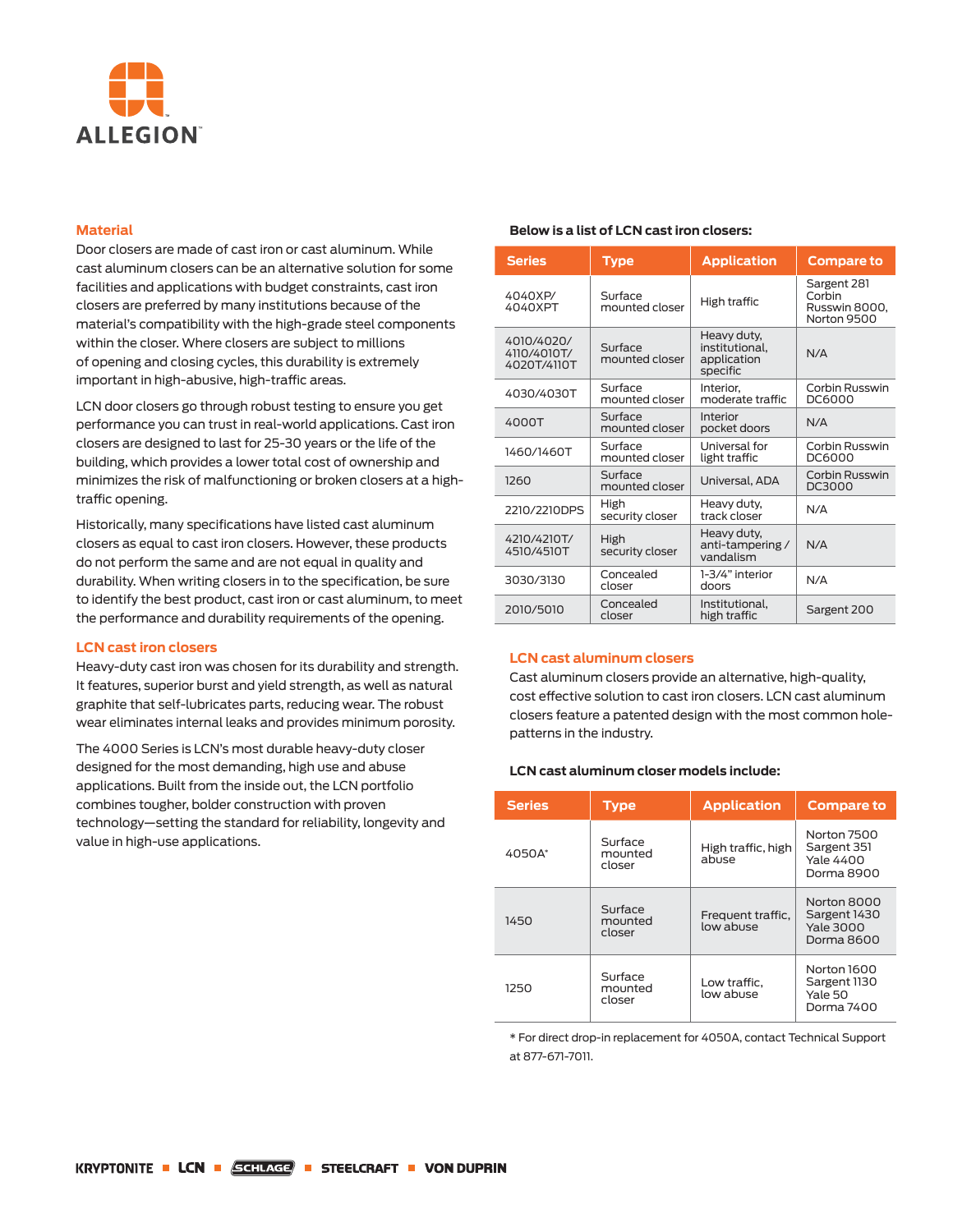## Material

Door closers are made of cast iron or cast aluminum. While cast aluminum closers can be an alternative solution for some facilities and applications with budget constraints, cast iron closers are preferred by many institutions because of the material's compatibility with the high-grade steel components within the closer. Where closers are subject to millions of opening and closing cycles, this durability is extremely important in high-abusive, high-traffic areas.

LCN door closers go through robust testing to ensure you get performance you can trust in real-world applications. Cast iron closers are designed to last for 25-30 years or the life of the building, which provides a lower total cost of ownership and minimizes the risk of malfunctioning or broken closers at a high-traffic opening.

Historically, many specifications have listed cast aluminum closers as equal to cast iron closers. However, these products do not perform the same and are not equal in quality and durability. When writing closers in to the specification, be sure to identify the best product, cast iron or cast aluminum, to meet the performance and durability requirements of the opening.

## LCN cast iron closers

Heavy-duty cast iron was chosen for its durability and strength. It features, superior burst and yield strength, as well as natural graphite that self-lubricates parts, reducing wear. The robust wear eliminates internal leaks and provides minimum porosity.

The 4000 Series is LCN's most durable heavy-duty closer designed for the most demanding, high use and abuse applications. Built from the inside out, the LCN portfolio combines tougher, bolder construction with proven technology—setting the standard for reliability, longevity and value in high-use applications.

**Below is a list of LCN cast iron closers:**

| Series | Type | Application | Compare to |
|---|---|---|---|
| 4040XP/ 4040XPT | Surface mounted closer | High traffic | Sargent 281 Corbin Russwin 8000, Norton 9500 |
| 4010/4020/ 4110/4010T/ 4020T/4110T | Surface mounted closer | Heavy duty, institutional, application specific | N/A |
| 4030/4030T | Surface mounted closer | Interior, moderate traffic | Corbin Russwin DC6000 |
| 4000T | Surface mounted closer | Interior pocket doors | N/A |
| 1460/1460T | Surface mounted closer | Universal for light traffic | Corbin Russwin DC6000 |
| 1260 | Surface mounted closer | Universal, ADA | Corbin Russwin DC3000 |
| 2210/2210DPS | High security closer | Heavy duty, track closer | N/A |
| 4210/4210T/ 4510/4510T | High security closer | Heavy duty, anti-tampering / vandalism | N/A |
| 3030/3130 | Concealed closer | 1-3/4" interior doors | N/A |
| 2010/5010 | Concealed closer | Institutional, high traffic | Sargent 200 |

## LCN cast aluminum closers

Cast aluminum closers provide an alternative, high-quality, cost effective solution to cast iron closers. LCN cast aluminum closers feature a patented design with the most common hole-patterns in the industry.

**LCN cast aluminum closer models include:**

| Series | Type | Application | Compare to |
|---|---|---|---|
| 4050A* | Surface mounted closer | High traffic, high abuse | Norton 7500 Sargent 351 Yale 4400 Dorma 8900 |
| 1450 | Surface mounted closer | Frequent traffic, low abuse | Norton 8000 Sargent 1430 Yale 3000 Dorma 8600 |
| 1250 | Surface mounted closer | Low traffic, low abuse | Norton 1600 Sargent 1130 Yale 50 Dorma 7400 |

* For direct drop-in replacement for 4050A, contact Technical Support at 877-671-7011.

KRYPTONITE ■ LCN ■ SCHLAGE ■ STEELCRAFT ■ VON DUPRIN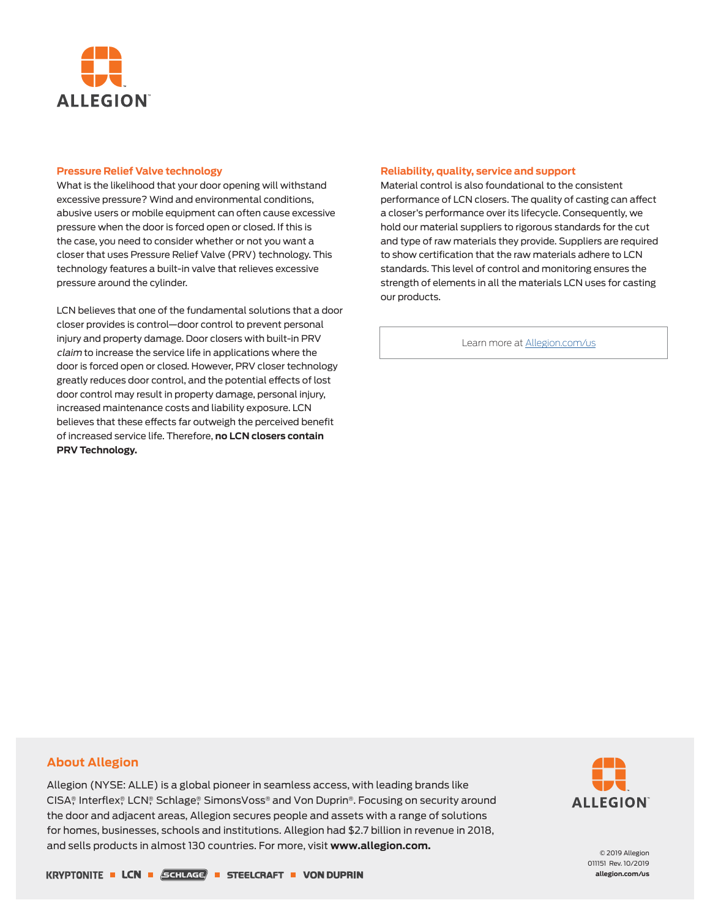## Pressure Relief Valve technology

What is the likelihood that your door opening will withstand excessive pressure? Wind and environmental conditions, abusive users or mobile equipment can often cause excessive pressure when the door is forced open or closed. If this is the case, you need to consider whether or not you want a closer that uses Pressure Relief Valve (PRV) technology. This technology features a built-in valve that relieves excessive pressure around the cylinder.

LCN believes that one of the fundamental solutions that a door closer provides is control—door control to prevent personal injury and property damage. Door closers with built-in PRV *claim* to increase the service life in applications where the door is forced open or closed. However, PRV closer technology greatly reduces door control, and the potential effects of lost door control may result in property damage, personal injury, increased maintenance costs and liability exposure. LCN believes that these effects far outweigh the perceived benefit of increased service life. Therefore, **no LCN closers contain PRV Technology.**

## Reliability, quality, service and support

Material control is also foundational to the consistent performance of LCN closers. The quality of casting can affect a closer's performance over its lifecycle. Consequently, we hold our material suppliers to rigorous standards for the cut and type of raw materials they provide. Suppliers are required to show certification that the raw materials adhere to LCN standards. This level of control and monitoring ensures the strength of elements in all the materials LCN uses for casting our products.

Learn more at [Allegion.com/us](Allegion.com/us)

## About Allegion

Allegion (NYSE: ALLE) is a global pioneer in seamless access, with leading brands like CISA®, Interflex®, LCN®, Schlage®, SimonsVoss® and Von Duprin®. Focusing on security around the door and adjacent areas, Allegion secures people and assets with a range of solutions for homes, businesses, schools and institutions. Allegion had $2.7 billion in revenue in 2018, and sells products in almost 130 countries. For more, visit **www.allegion.com.**

KRYPTONITE ■ LCN ■ SCHLAGE ■ STEELCRAFT ■ VON DUPRIN

© 2019 Allegion
011151 Rev. 10/2019
**allegion.com/us**